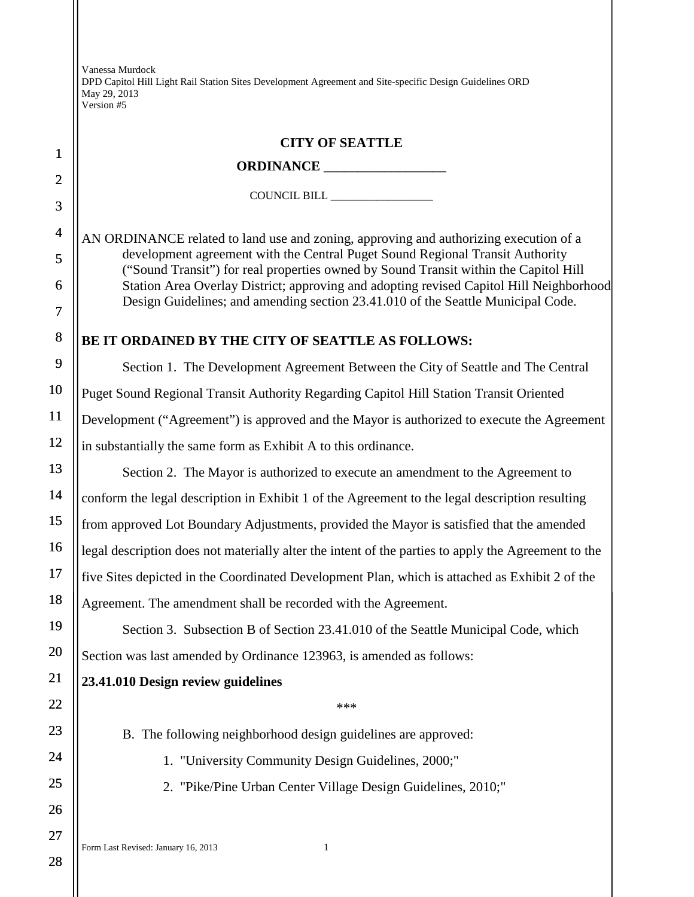Vanessa Murdock
DPD Capitol Hill Light Rail Station Sites Development Agreement and Site-specific Design Guidelines ORD
May 29, 2013
Version #5

# CITY OF SEATTLE

## ORDINANCE __________________

COUNCIL BILL __________________

AN ORDINANCE related to land use and zoning, approving and authorizing execution of a development agreement with the Central Puget Sound Regional Transit Authority ("Sound Transit") for real properties owned by Sound Transit within the Capitol Hill Station Area Overlay District; approving and adopting revised Capitol Hill Neighborhood Design Guidelines; and amending section 23.41.010 of the Seattle Municipal Code.

**BE IT ORDAINED BY THE CITY OF SEATTLE AS FOLLOWS:**

Section 1. The Development Agreement Between the City of Seattle and The Central Puget Sound Regional Transit Authority Regarding Capitol Hill Station Transit Oriented Development ("Agreement") is approved and the Mayor is authorized to execute the Agreement in substantially the same form as Exhibit A to this ordinance.

Section 2. The Mayor is authorized to execute an amendment to the Agreement to conform the legal description in Exhibit 1 of the Agreement to the legal description resulting from approved Lot Boundary Adjustments, provided the Mayor is satisfied that the amended legal description does not materially alter the intent of the parties to apply the Agreement to the five Sites depicted in the Coordinated Development Plan, which is attached as Exhibit 2 of the Agreement. The amendment shall be recorded with the Agreement.

Section 3. Subsection B of Section 23.41.010 of the Seattle Municipal Code, which Section was last amended by Ordinance 123963, is amended as follows:

**23.41.010 Design review guidelines**

***

B. The following neighborhood design guidelines are approved:

1. "University Community Design Guidelines, 2000;"
2. "Pike/Pine Urban Center Village Design Guidelines, 2010;"

Form Last Revised: January 16, 2013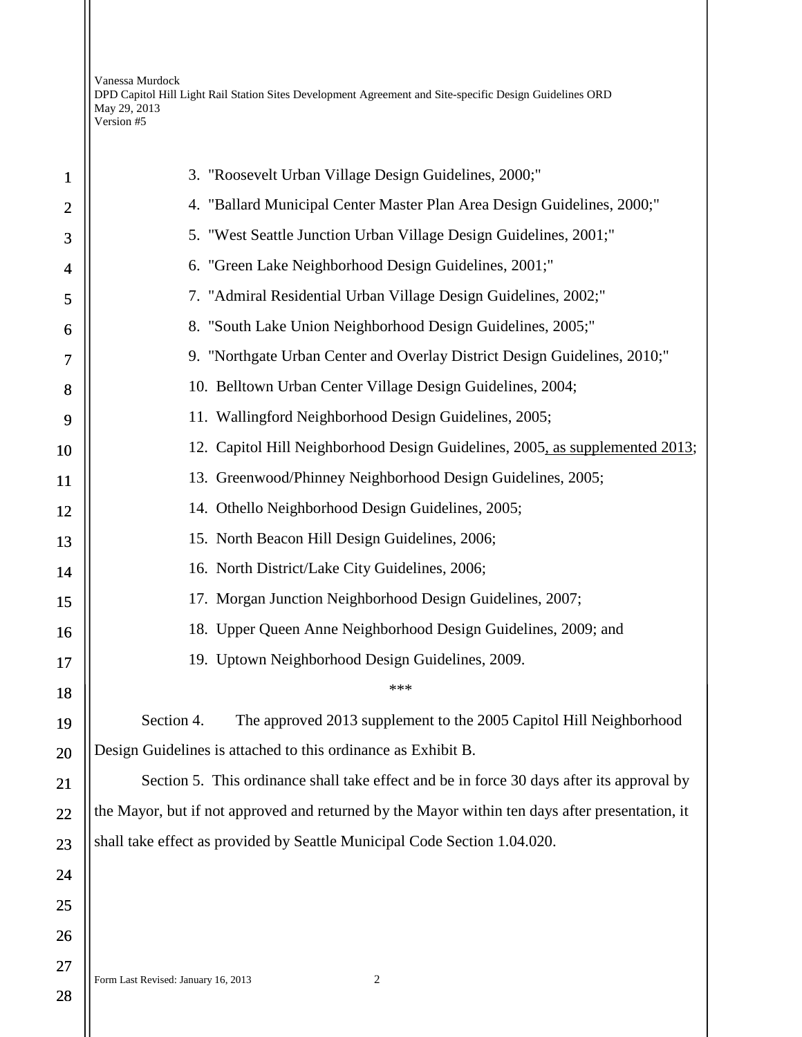3. "Roosevelt Urban Village Design Guidelines, 2000;"
4. "Ballard Municipal Center Master Plan Area Design Guidelines, 2000;"
5. "West Seattle Junction Urban Village Design Guidelines, 2001;"
6. "Green Lake Neighborhood Design Guidelines, 2001;"
7. "Admiral Residential Urban Village Design Guidelines, 2002;"
8. "South Lake Union Neighborhood Design Guidelines, 2005;"
9. "Northgate Urban Center and Overlay District Design Guidelines, 2010;"
10. Belltown Urban Center Village Design Guidelines, 2004;
11. Wallingford Neighborhood Design Guidelines, 2005;
12. Capitol Hill Neighborhood Design Guidelines, 2005<u>, as supplemented 2013</u>;
13. Greenwood/Phinney Neighborhood Design Guidelines, 2005;
14. Othello Neighborhood Design Guidelines, 2005;
15. North Beacon Hill Design Guidelines, 2006;
16. North District/Lake City Guidelines, 2006;
17. Morgan Junction Neighborhood Design Guidelines, 2007;
18. Upper Queen Anne Neighborhood Design Guidelines, 2009; and
19. Uptown Neighborhood Design Guidelines, 2009.

***

Section 4. The approved 2013 supplement to the 2005 Capitol Hill Neighborhood Design Guidelines is attached to this ordinance as Exhibit B.

Section 5. This ordinance shall take effect and be in force 30 days after its approval by the Mayor, but if not approved and returned by the Mayor within ten days after presentation, it shall take effect as provided by Seattle Municipal Code Section 1.04.020.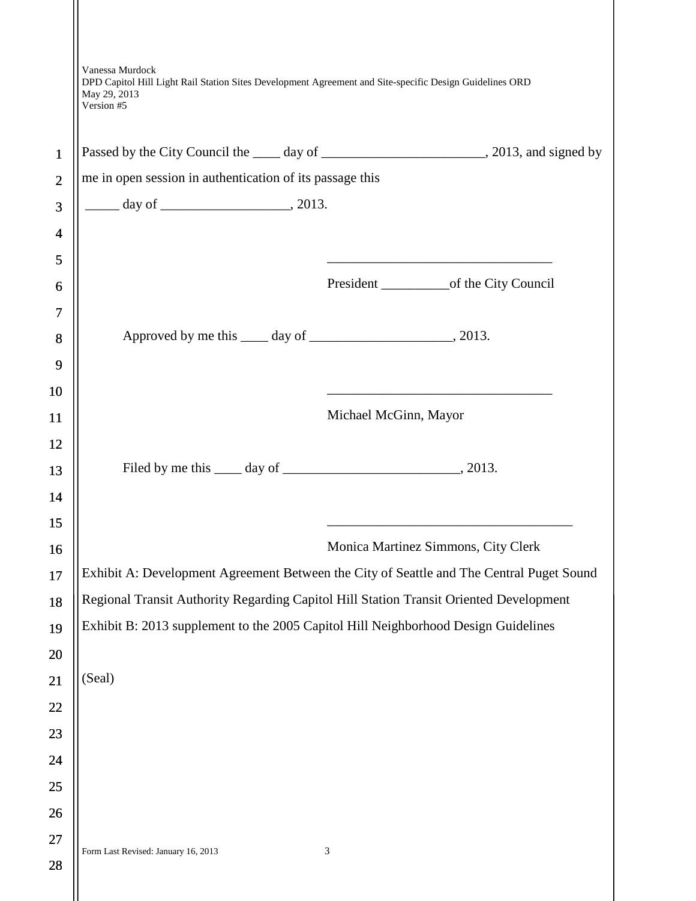Passed by the City Council the ____ day of ________________________, 2013, and signed by me in open session in authentication of its passage this

_____ day of ___________________, 2013.

_________________________________

President __________of the City Council

Approved by me this ____ day of _____________________, 2013.

_________________________________

Michael McGinn, Mayor

Filed by me this ____ day of __________________________, 2013.

____________________________________

Monica Martinez Simmons, City Clerk

Exhibit A: Development Agreement Between the City of Seattle and The Central Puget Sound Regional Transit Authority Regarding Capitol Hill Station Transit Oriented Development

Exhibit B: 2013 supplement to the 2005 Capitol Hill Neighborhood Design Guidelines

(Seal)